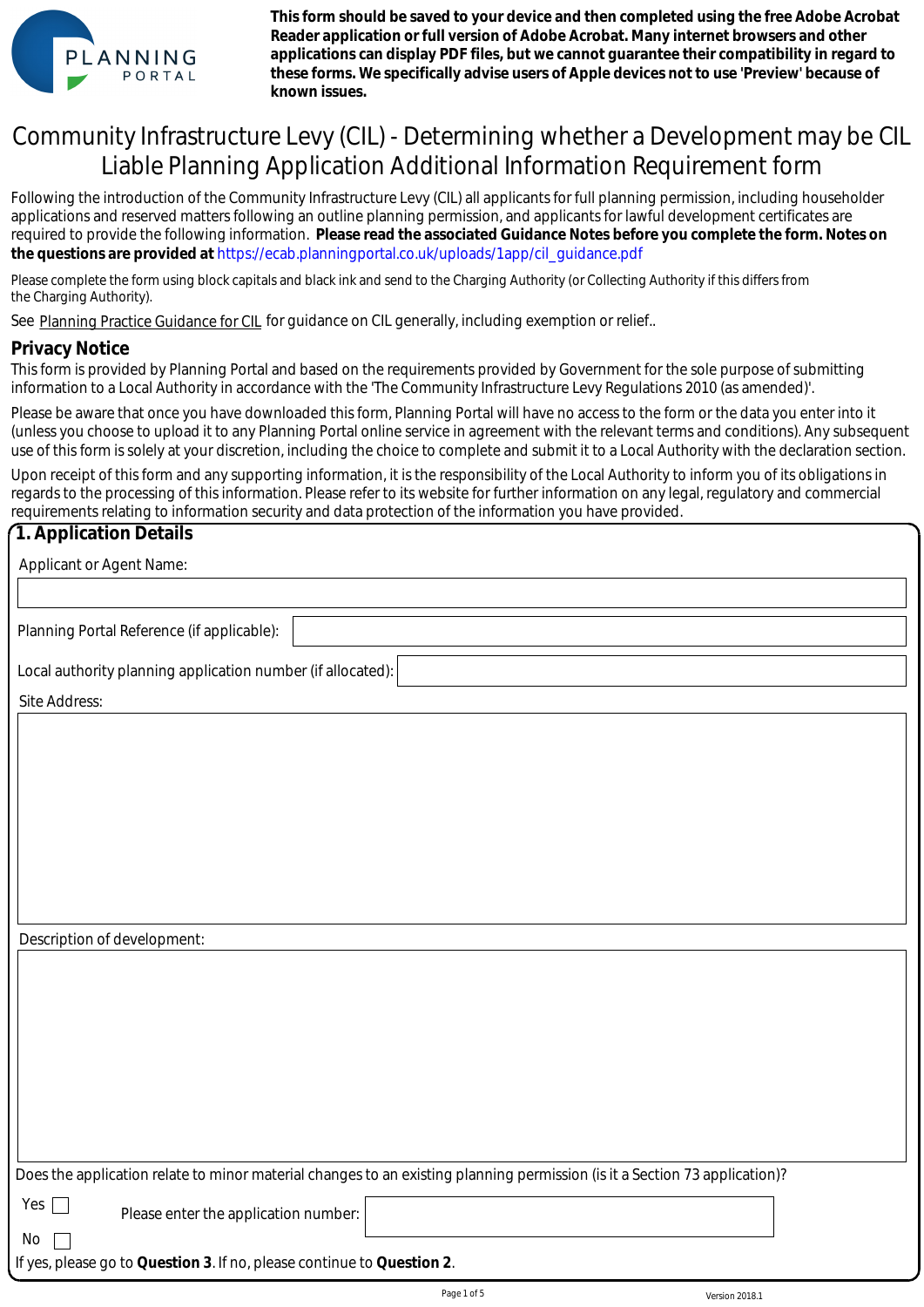**This form should be saved to your device and then completed using the free Adobe Acrobat Reader application or full version of Adobe Acrobat. Many internet browsers and other applications can display PDF files, but we cannot guarantee their compatibility in regard to these forms. We specifically advise users of Apple devices not to use 'Preview' because of known issues.**

# Community Infrastructure Levy (CIL) - Determining whether a Development may be CIL Liable Planning Application Additional Information Requirement form

Following the introduction of the Community Infrastructure Levy (CIL) all applicants for full planning permission, including householder applications and reserved matters following an outline planning permission, and applicants for lawful development certificates are required to provide the following information. **Please read the associated Guidance Notes before you complete the form. Notes on the questions are provided at** https://ecab.planningportal.co.uk/uploads/1app/cil_guidance.pdf

Please complete the form using block capitals and black ink and send to the Charging Authority (or Collecting Authority if this differs from the Charging Authority).

See Planning Practice Guidance for CIL for guidance on CIL generally, including exemption or relief..

## Privacy Notice

This form is provided by Planning Portal and based on the requirements provided by Government for the sole purpose of submitting information to a Local Authority in accordance with the 'The Community Infrastructure Levy Regulations 2010 (as amended)'.

Please be aware that once you have downloaded this form, Planning Portal will have no access to the form or the data you enter into it (unless you choose to upload it to any Planning Portal online service in agreement with the relevant terms and conditions). Any subsequent use of this form is solely at your discretion, including the choice to complete and submit it to a Local Authority with the declaration section.

Upon receipt of this form and any supporting information, it is the responsibility of the Local Authority to inform you of its obligations in regards to the processing of this information. Please refer to its website for further information on any legal, regulatory and commercial requirements relating to information security and data protection of the information you have provided.

## 1. Application Details

Applicant or Agent Name:

Planning Portal Reference (if applicable):

Local authority planning application number (if allocated):

Site Address:

Description of development:

Does the application relate to minor material changes to an existing planning permission (is it a Section 73 application)?

Yes ☐ Please enter the application number:

No ☐

If yes, please go to **Question 3**. If no, please continue to **Question 2**.

Version 2018.1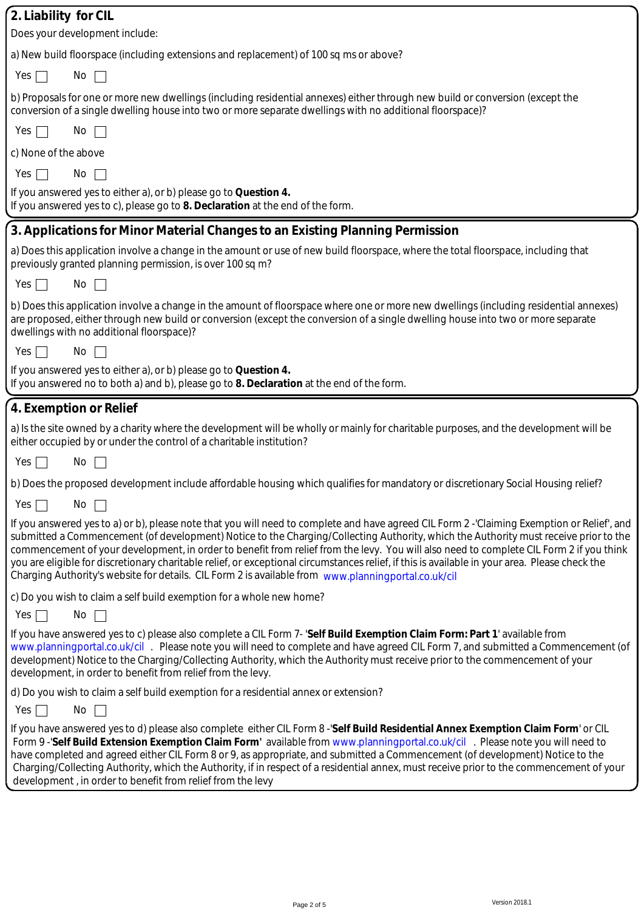## 2. Liability for CIL

Does your development include:

a) New build floorspace (including extensions and replacement) of 100 sq ms or above?

Yes ☐ No ☐

b) Proposals for one or more new dwellings (including residential annexes) either through new build or conversion (except the conversion of a single dwelling house into two or more separate dwellings with no additional floorspace)?

Yes ☐ No ☐

c) None of the above

Yes ☐ No ☐

If you answered yes to either a), or b) please go to **Question 4.**
If you answered yes to c), please go to **8. Declaration** at the end of the form.

## 3. Applications for Minor Material Changes to an Existing Planning Permission

a) Does this application involve a change in the amount or use of new build floorspace, where the total floorspace, including that previously granted planning permission, is over 100 sq m?

Yes ☐ No ☐

b) Does this application involve a change in the amount of floorspace where one or more new dwellings (including residential annexes) are proposed, either through new build or conversion (except the conversion of a single dwelling house into two or more separate dwellings with no additional floorspace)?

Yes ☐ No ☐

If you answered yes to either a), or b) please go to **Question 4.**
If you answered no to both a) and b), please go to **8. Declaration** at the end of the form.

## 4. Exemption or Relief

a) Is the site owned by a charity where the development will be wholly or mainly for charitable purposes, and the development will be either occupied by or under the control of a charitable institution?

Yes ☐ No ☐

b) Does the proposed development include affordable housing which qualifies for mandatory or discretionary Social Housing relief?

Yes ☐ No ☐

If you answered yes to a) or b), please note that you will need to complete and have agreed CIL Form 2 -'Claiming Exemption or Relief', and submitted a Commencement (of development) Notice to the Charging/Collecting Authority, which the Authority must receive prior to the commencement of your development, in order to benefit from relief from the levy. You will also need to complete CIL Form 2 if you think you are eligible for discretionary charitable relief, or exceptional circumstances relief, if this is available in your area. Please check the Charging Authority's website for details. CIL Form 2 is available from www.planningportal.co.uk/cil

c) Do you wish to claim a self build exemption for a whole new home?

Yes ☐ No ☐

If you have answered yes to c) please also complete a CIL Form 7- '**Self Build Exemption Claim Form: Part 1**' available from www.planningportal.co.uk/cil . Please note you will need to complete and have agreed CIL Form 7, and submitted a Commencement (of development) Notice to the Charging/Collecting Authority, which the Authority must receive prior to the commencement of your development, in order to benefit from relief from the levy.

d) Do you wish to claim a self build exemption for a residential annex or extension?

Yes ☐ No ☐

If you have answered yes to d) please also complete either CIL Form 8 -'**Self Build Residential Annex Exemption Claim Form**' or CIL Form 9 -'**Self Build Extension Exemption Claim Form**' available from www.planningportal.co.uk/cil . Please note you will need to have completed and agreed either CIL Form 8 or 9, as appropriate, and submitted a Commencement (of development) Notice to the Charging/Collecting Authority, which the Authority, if in respect of a residential annex, must receive prior to the commencement of your development , in order to benefit from relief from the levy

Version 2018.1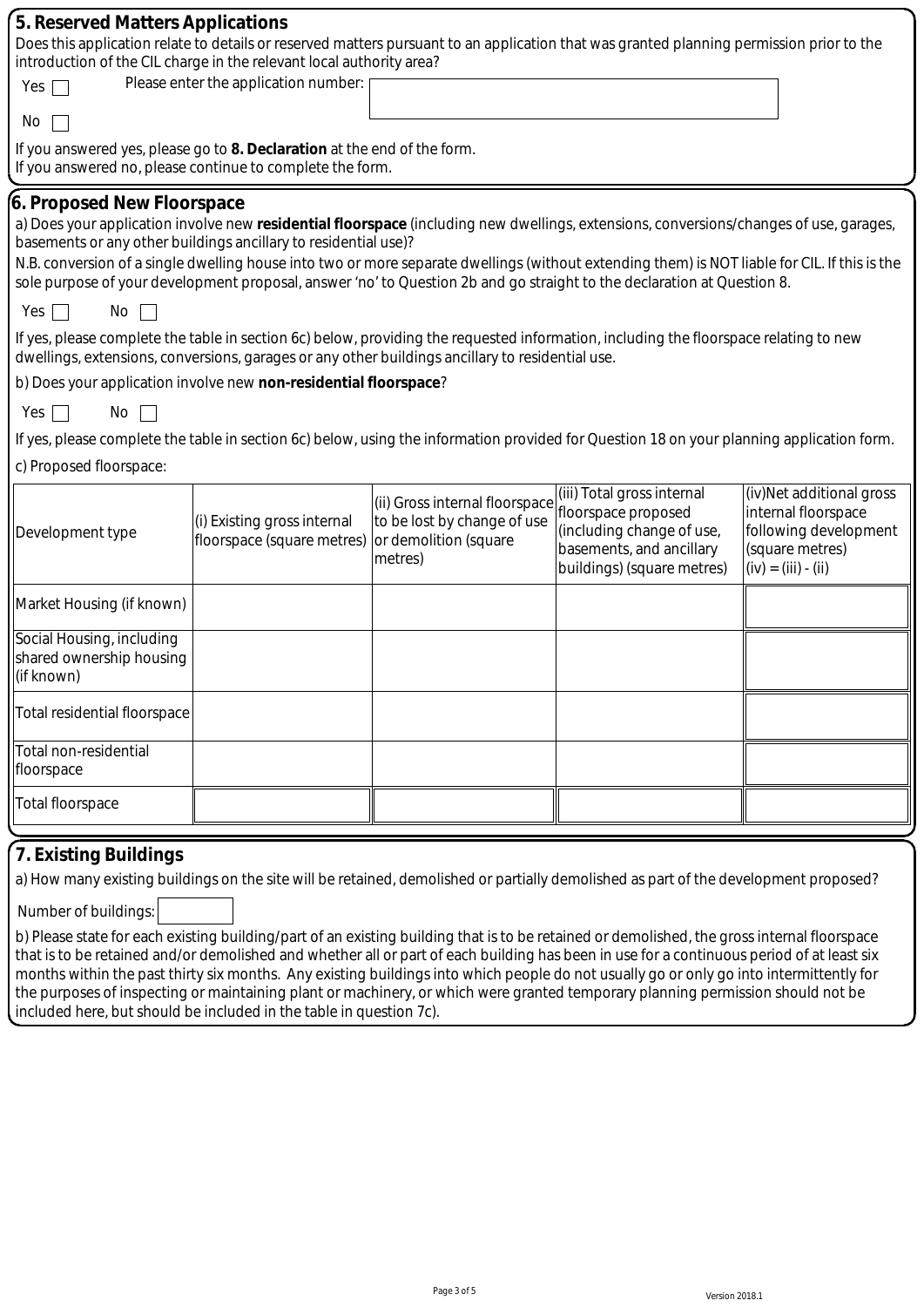## 5. Reserved Matters Applications

Does this application relate to details or reserved matters pursuant to an application that was granted planning permission prior to the introduction of the CIL charge in the relevant local authority area?

Yes ☐ Please enter the application number:

No ☐

If you answered yes, please go to **8. Declaration** at the end of the form.
If you answered no, please continue to complete the form.

## 6. Proposed New Floorspace

a) Does your application involve new **residential floorspace** (including new dwellings, extensions, conversions/changes of use, garages, basements or any other buildings ancillary to residential use)?

N.B. conversion of a single dwelling house into two or more separate dwellings (without extending them) is NOT liable for CIL. If this is the sole purpose of your development proposal, answer 'no' to Question 2b and go straight to the declaration at Question 8.

Yes ☐ No ☐

If yes, please complete the table in section 6c) below, providing the requested information, including the floorspace relating to new dwellings, extensions, conversions, garages or any other buildings ancillary to residential use.

b) Does your application involve new **non-residential floorspace**?

Yes ☐ No ☐

If yes, please complete the table in section 6c) below, using the information provided for Question 18 on your planning application form.

c) Proposed floorspace:

| Development type | (i) Existing gross internal floorspace (square metres) | (ii) Gross internal floorspace to be lost by change of use or demolition (square metres) | (iii) Total gross internal floorspace proposed (including change of use, basements, and ancillary buildings) (square metres) | (iv)Net additional gross internal floorspace following development (square metres) (iv) = (iii) - (ii) |
|---|---|---|---|---|
| Market Housing (if known) | | | | |
| Social Housing, including shared ownership housing (if known) | | | | |
| Total residential floorspace | | | | |
| Total non-residential floorspace | | | | |
| Total floorspace | | | | |

## 7. Existing Buildings

a) How many existing buildings on the site will be retained, demolished or partially demolished as part of the development proposed?

Number of buildings:

b) Please state for each existing building/part of an existing building that is to be retained or demolished, the gross internal floorspace that is to be retained and/or demolished and whether all or part of each building has been in use for a continuous period of at least six months within the past thirty six months. Any existing buildings into which people do not usually go or only go into intermittently for the purposes of inspecting or maintaining plant or machinery, or which were granted temporary planning permission should not be included here, but should be included in the table in question 7c).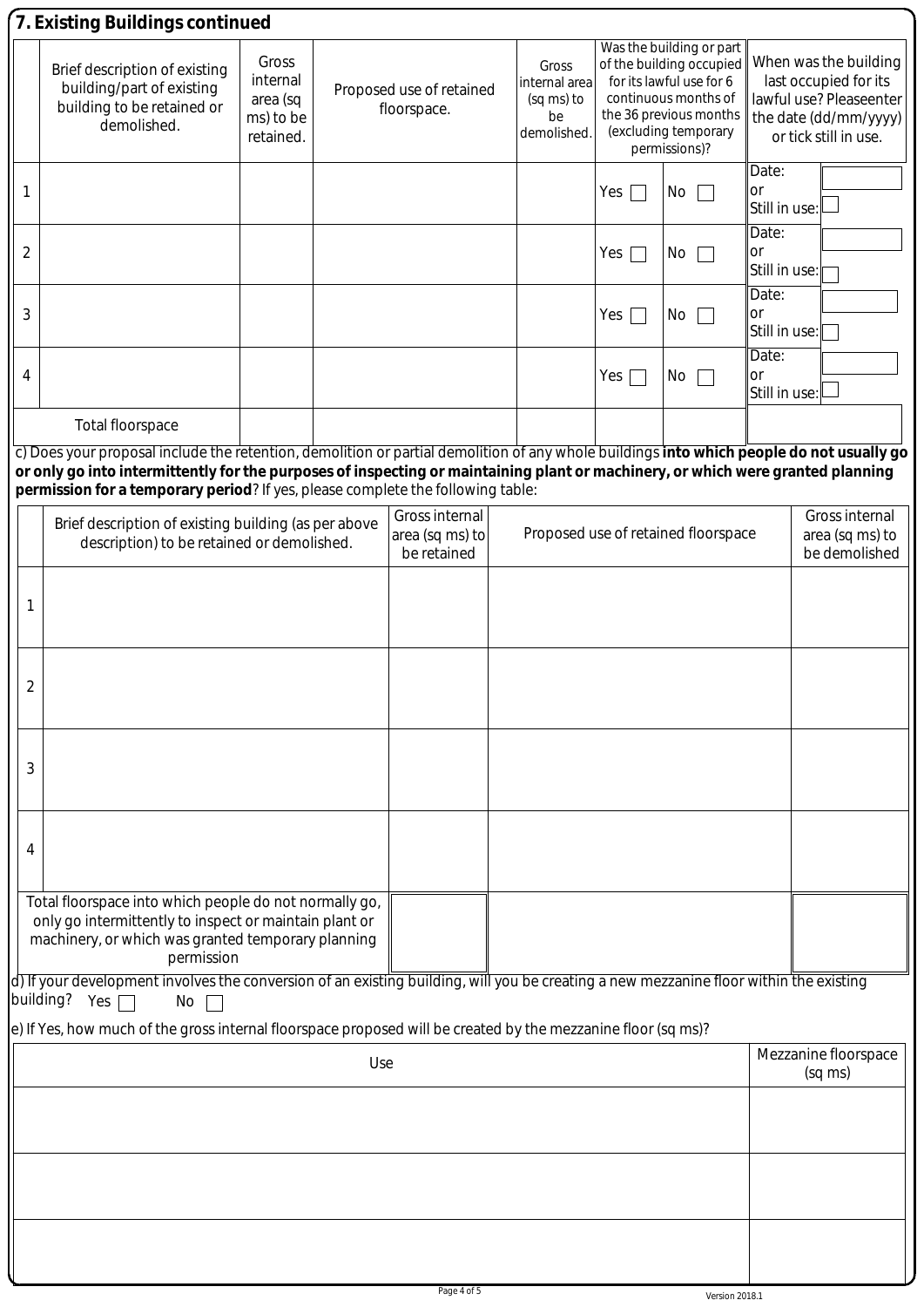## 7. Existing Buildings continued

| | Brief description of existing building/part of existing building to be retained or demolished. | Gross internal area (sq ms) to be retained. | Proposed use of retained floorspace. | Gross internal area (sq ms) to be demolished. | Was the building or part of the building occupied for its lawful use for 6 continuous months of the 36 previous months (excluding temporary permissions)? | | When was the building last occupied for its lawful use? Pleaseenter the date (dd/mm/yyyy) or tick still in use. | |
|---|---|---|---|---|---|---|---|---|
| 1 | | | | | Yes ☐ | No ☐ | Date: or Still in use: ☐ | |
| 2 | | | | | Yes ☐ | No ☐ | Date: or Still in use: ☐ | |
| 3 | | | | | Yes ☐ | No ☐ | Date: or Still in use: ☐ | |
| 4 | | | | | Yes ☐ | No ☐ | Date: or Still in use: ☐ | |
| Total floorspace | | | | | | | | |

c) Does your proposal include the retention, demolition or partial demolition of any whole buildings **into which people do not usually go or only go into intermittently for the purposes of inspecting or maintaining plant or machinery, or which were granted planning permission for a temporary period**? If yes, please complete the following table:

| | Brief description of existing building (as per above description) to be retained or demolished. | Gross internal area (sq ms) to be retained | Proposed use of retained floorspace | Gross internal area (sq ms) to be demolished |
|---|---|---|---|---|
| 1 | | | | |
| 2 | | | | |
| 3 | | | | |
| 4 | | | | |
| Total floorspace into which people do not normally go, only go intermittently to inspect or maintain plant or machinery, or which was granted temporary planning permission | | | | |

d) If your development involves the conversion of an existing building, will you be creating a new mezzanine floor within the existing building? Yes ☐ No ☐

e) If Yes, how much of the gross internal floorspace proposed will be created by the mezzanine floor (sq ms)?

| Use | Mezzanine floorspace (sq ms) |
|---|---|
| | |
| | |
| | |

Version 2018.1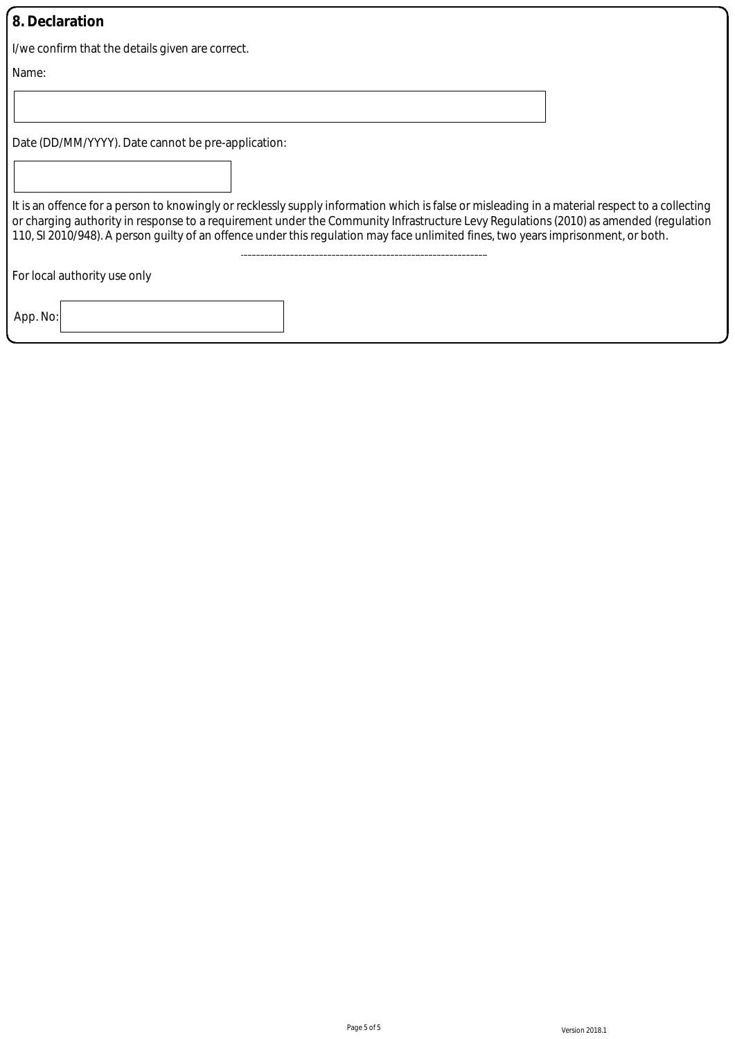## 8. Declaration

I/we confirm that the details given are correct.

Name:

Date (DD/MM/YYYY). Date cannot be pre-application:

It is an offence for a person to knowingly or recklessly supply information which is false or misleading in a material respect to a collecting or charging authority in response to a requirement under the Community Infrastructure Levy Regulations (2010) as amended (regulation 110, SI 2010/948). A person guilty of an offence under this regulation may face unlimited fines, two years imprisonment, or both.

---

For local authority use only

App. No:

Version 2018.1